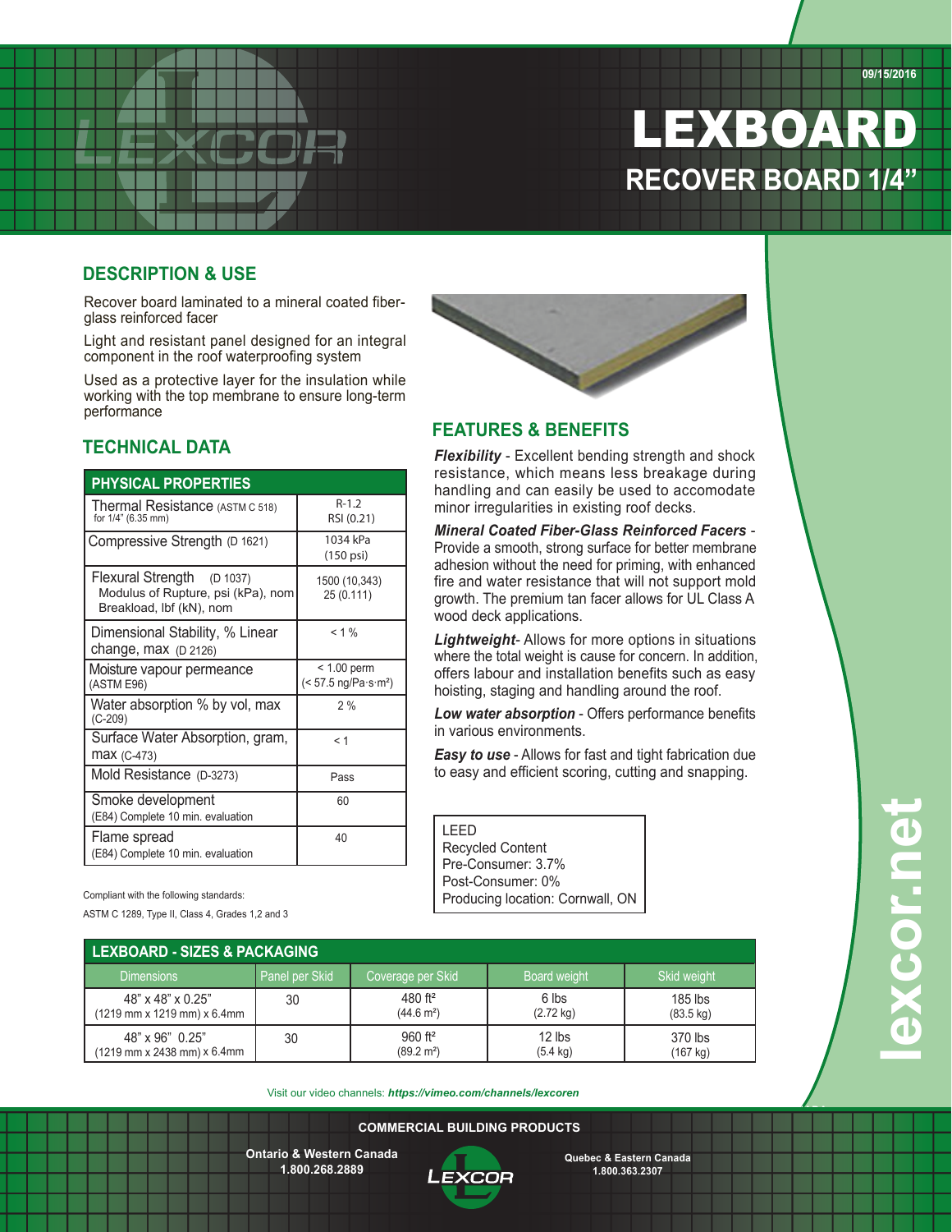09/15/2016

# LEXBOARD
## RECOVER BOARD 1/4"

## DESCRIPTION & USE

Recover board laminated to a mineral coated fiber-glass reinforced facer

Light and resistant panel designed for an integral component in the roof waterproofing system

Used as a protective layer for the insulation while working with the top membrane to ensure long-term performance

## TECHNICAL DATA

| PHYSICAL PROPERTIES | |
|---|---|
| Thermal Resistance (ASTM C 518) for 1/4" (6.35 mm) | R-1.2 RSI (0.21) |
| Compressive Strength (D 1621) | 1034 kPa (150 psi) |
| Flexural Strength (D 1037) Modulus of Rupture, psi (kPa), nom Breakload, lbf (kN), nom | 1500 (10,343) 25 (0.111) |
| Dimensional Stability, % Linear change, max (D 2126) | < 1 % |
| Moisture vapour permeance (ASTM E96) | < 1.00 perm (< 57.5 ng/Pa·s·m²) |
| Water absorption % by vol, max (C-209) | 2 % |
| Surface Water Absorption, gram, max (C-473) | < 1 |
| Mold Resistance (D-3273) | Pass |
| Smoke development (E84) Complete 10 min. evaluation | 60 |
| Flame spread (E84) Complete 10 min. evaluation | 40 |

Compliant with the following standards:

ASTM C 1289, Type II, Class 4, Grades 1,2 and 3

## FEATURES & BENEFITS

***Flexibility*** - Excellent bending strength and shock resistance, which means less breakage during handling and can easily be used to accomodate minor irregularities in existing roof decks.

***Mineral Coated Fiber-Glass Reinforced Facers*** - Provide a smooth, strong surface for better membrane adhesion without the need for priming, with enhanced fire and water resistance that will not support mold growth. The premium tan facer allows for UL Class A wood deck applications.

***Lightweight***- Allows for more options in situations where the total weight is cause for concern. In addition, offers labour and installation benefits such as easy hoisting, staging and handling around the roof.

***Low water absorption*** - Offers performance benefits in various environments.

***Easy to use*** - Allows for fast and tight fabrication due to easy and efficient scoring, cutting and snapping.

LEED
Recycled Content
Pre-Consumer: 3.7%
Post-Consumer: 0%
Producing location: Cornwall, ON

## LEXBOARD - SIZES & PACKAGING

| Dimensions | Panel per Skid | Coverage per Skid | Board weight | Skid weight |
|---|---|---|---|---|
| 48" x 48" x 0.25" (1219 mm x 1219 mm) x 6.4mm | 30 | 480 ft² (44.6 m²) | 6 lbs (2.72 kg) | 185 lbs (83.5 kg) |
| 48" x 96" 0.25" (1219 mm x 2438 mm) x 6.4mm | 30 | 960 ft² (89.2 m²) | 12 lbs (5.4 kg) | 370 lbs (167 kg) |

Visit our video channels: ***https://vimeo.com/channels/lexcoren***

lexcor.net

**COMMERCIAL BUILDING PRODUCTS**

**Ontario & Western Canada**
**1.800.268.2889**

**Quebec & Eastern Canada**
**1.800.363.2307**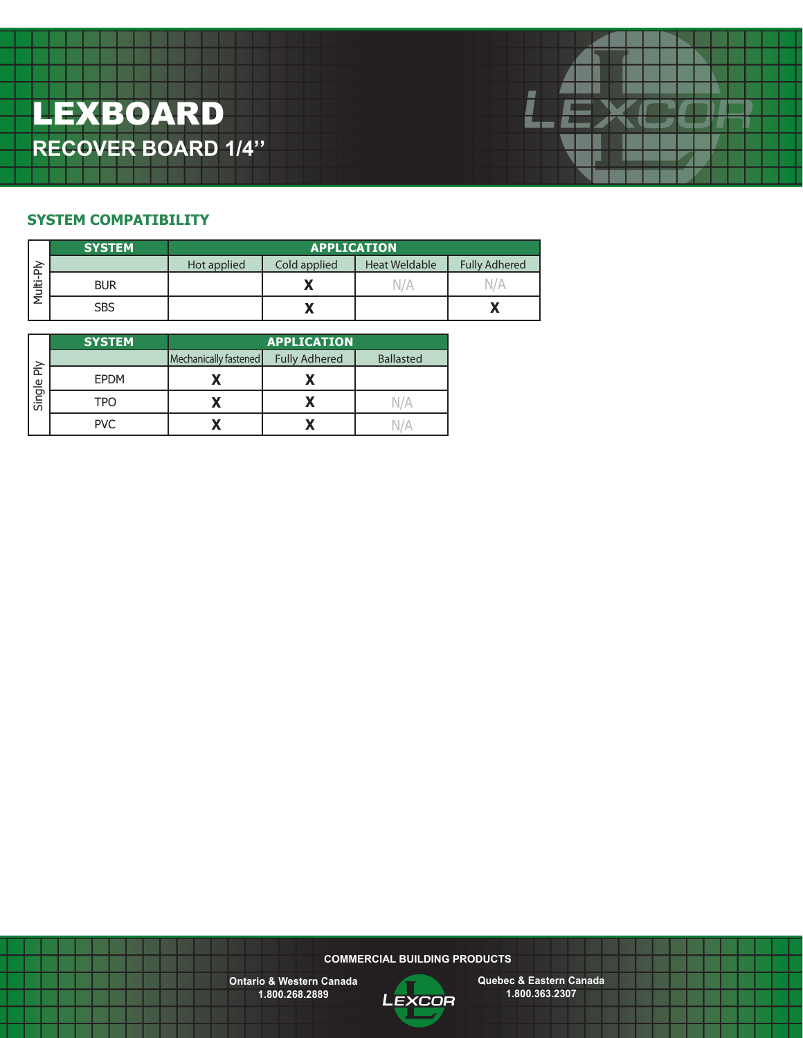# LEXBOARD

## RECOVER BOARD 1/4''

### SYSTEM COMPATIBILITY

| | SYSTEM | APPLICATION | | | |
|---|---|---|---|---|---|
| | | Hot applied | Cold applied | Heat Weldable | Fully Adhered |
| Multi-Ply | BUR | | X | N/A | N/A |
| | SBS | | X | | X |

| | SYSTEM | APPLICATION | | |
|---|---|---|---|---|
| | | Mechanically fastened | Fully Adhered | Ballasted |
| Single Ply | EPDM | X | X | |
| | TPO | X | X | N/A |
| | PVC | X | X | N/A |

COMMERCIAL BUILDING PRODUCTS

Ontario & Western Canada
1.800.268.2889

LEXCOR

Quebec & Eastern Canada
1.800.363.2307